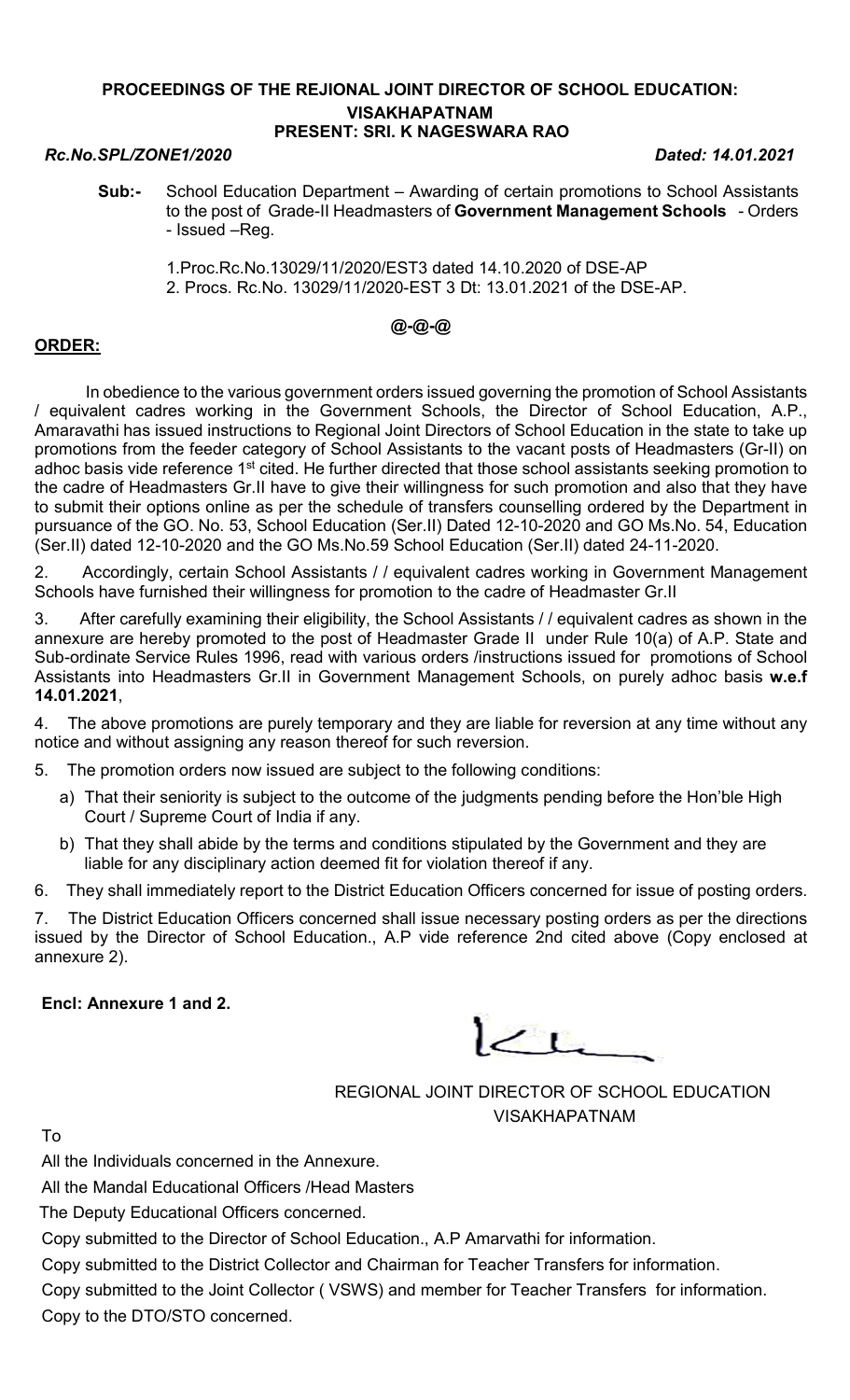**PROCEEDINGS OF THE REJIONAL JOINT DIRECTOR OF SCHOOL EDUCATION: VISAKHAPATNAM**
**PRESENT: SRI. K NAGESWARA RAO**

***Rc.No.SPL/ZONE1/2020*** ***Dated: 14.01.2021***

**Sub:-** School Education Department – Awarding of certain promotions to School Assistants to the post of Grade-II Headmasters of **Government Management Schools** - Orders - Issued –Reg.

1.Proc.Rc.No.13029/11/2020/EST3 dated 14.10.2020 of DSE-AP
2. Procs. Rc.No. 13029/11/2020-EST 3 Dt: 13.01.2021 of the DSE-AP.

**@-@-@**

**ORDER:**

In obedience to the various government orders issued governing the promotion of School Assistants / equivalent cadres working in the Government Schools, the Director of School Education, A.P., Amaravathi has issued instructions to Regional Joint Directors of School Education in the state to take up promotions from the feeder category of School Assistants to the vacant posts of Headmasters (Gr-II) on adhoc basis vide reference 1st cited. He further directed that those school assistants seeking promotion to the cadre of Headmasters Gr.II have to give their willingness for such promotion and also that they have to submit their options online as per the schedule of transfers counselling ordered by the Department in pursuance of the GO. No. 53, School Education (Ser.II) Dated 12-10-2020 and GO Ms.No. 54, Education (Ser.II) dated 12-10-2020 and the GO Ms.No.59 School Education (Ser.II) dated 24-11-2020.

2. Accordingly, certain School Assistants / / equivalent cadres working in Government Management Schools have furnished their willingness for promotion to the cadre of Headmaster Gr.II

3. After carefully examining their eligibility, the School Assistants / / equivalent cadres as shown in the annexure are hereby promoted to the post of Headmaster Grade II under Rule 10(a) of A.P. State and Sub-ordinate Service Rules 1996, read with various orders /instructions issued for promotions of School Assistants into Headmasters Gr.II in Government Management Schools, on purely adhoc basis **w.e.f 14.01.2021**,

4. The above promotions are purely temporary and they are liable for reversion at any time without any notice and without assigning any reason thereof for such reversion.

5. The promotion orders now issued are subject to the following conditions:

   a) That their seniority is subject to the outcome of the judgments pending before the Hon'ble High Court / Supreme Court of India if any.

   b) That they shall abide by the terms and conditions stipulated by the Government and they are liable for any disciplinary action deemed fit for violation thereof if any.

6. They shall immediately report to the District Education Officers concerned for issue of posting orders.

7. The District Education Officers concerned shall issue necessary posting orders as per the directions issued by the Director of School Education., A.P vide reference 2nd cited above (Copy enclosed at annexure 2).

**Encl: Annexure 1 and 2.**

REGIONAL JOINT DIRECTOR OF SCHOOL EDUCATION
VISAKHAPATNAM

To

All the Individuals concerned in the Annexure.

All the Mandal Educational Officers /Head Masters

The Deputy Educational Officers concerned.

Copy submitted to the Director of School Education., A.P Amarvathi for information.

Copy submitted to the District Collector and Chairman for Teacher Transfers for information.

Copy submitted to the Joint Collector ( VSWS) and member for Teacher Transfers for information.

Copy to the DTO/STO concerned.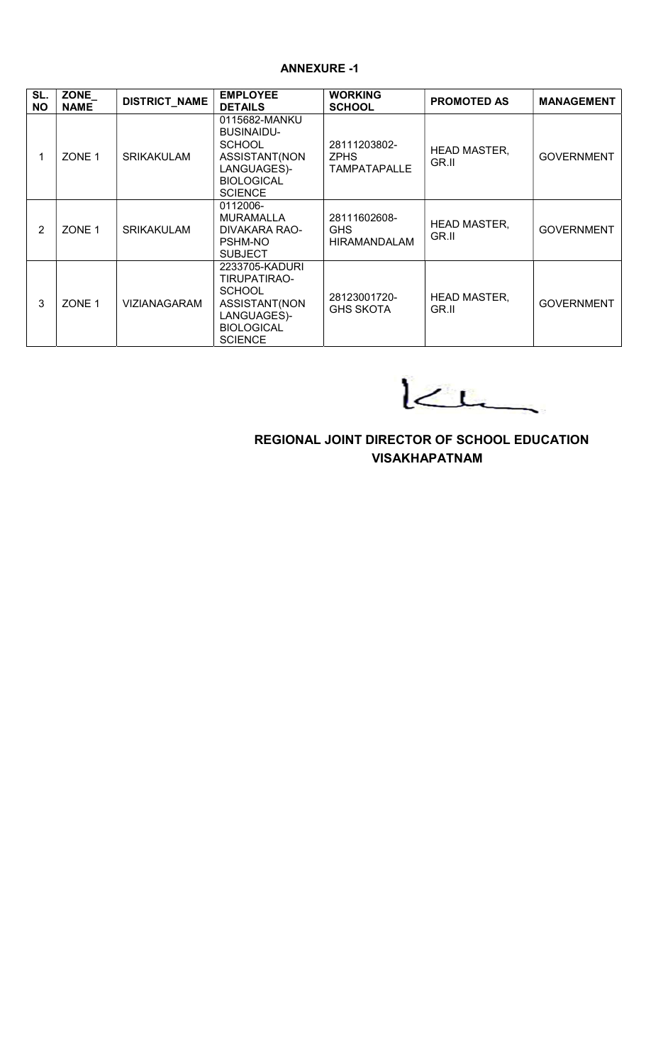## ANNEXURE -1

| SL. NO | ZONE_ NAME | DISTRICT_NAME | EMPLOYEE DETAILS | WORKING SCHOOL | PROMOTED AS | MANAGEMENT |
|---|---|---|---|---|---|---|
| 1 | ZONE 1 | SRIKAKULAM | 0115682-MANKU BUSINAIDU-SCHOOL ASSISTANT(NON LANGUAGES)-BIOLOGICAL SCIENCE | 28111203802-ZPHS TAMPATAPALLE | HEAD MASTER, GR.II | GOVERNMENT |
| 2 | ZONE 1 | SRIKAKULAM | 0112006-MURAMALLA DIVAKARA RAO-PSHM-NO SUBJECT | 28111602608-GHS HIRAMANDALAM | HEAD MASTER, GR.II | GOVERNMENT |
| 3 | ZONE 1 | VIZIANAGARAM | 2233705-KADURI TIRUPATIRAO-SCHOOL ASSISTANT(NON LANGUAGES)-BIOLOGICAL SCIENCE | 28123001720-GHS SKOTA | HEAD MASTER, GR.II | GOVERNMENT |

**REGIONAL JOINT DIRECTOR OF SCHOOL EDUCATION**
**VISAKHAPATNAM**